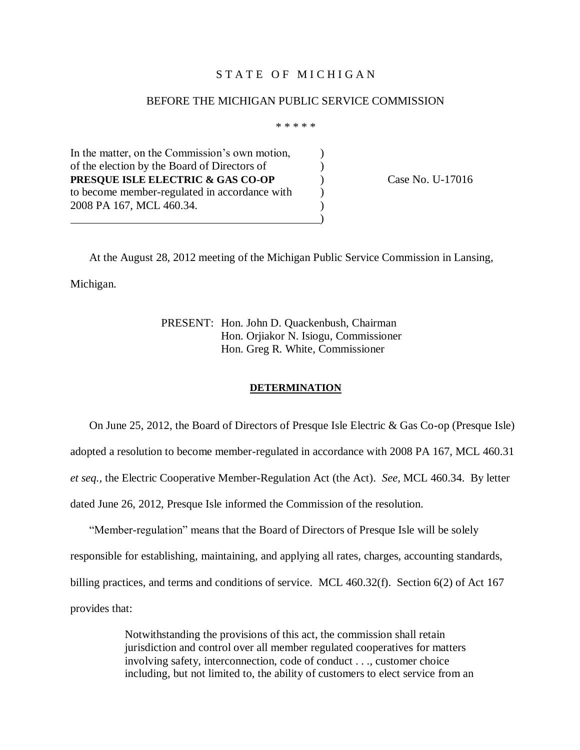STATE OF MICHIGAN

BEFORE THE MICHIGAN PUBLIC SERVICE COMMISSION

\* \* \* \* \*

| | |
|---|---|
| In the matter, on the Commission's own motion, of the election by the Board of Directors of **PRESQUE ISLE ELECTRIC & GAS CO-OP** to become member-regulated in accordance with 2008 PA 167, MCL 460.34. | Case No. U-17016 |

At the August 28, 2012 meeting of the Michigan Public Service Commission in Lansing, Michigan.

PRESENT: Hon. John D. Quackenbush, Chairman
Hon. Orjiakor N. Isiogu, Commissioner
Hon. Greg R. White, Commissioner

## DETERMINATION

On June 25, 2012, the Board of Directors of Presque Isle Electric & Gas Co-op (Presque Isle) adopted a resolution to become member-regulated in accordance with 2008 PA 167, MCL 460.31 *et seq.*, the Electric Cooperative Member-Regulation Act (the Act). *See,* MCL 460.34. By letter dated June 26, 2012, Presque Isle informed the Commission of the resolution.

"Member-regulation" means that the Board of Directors of Presque Isle will be solely responsible for establishing, maintaining, and applying all rates, charges, accounting standards, billing practices, and terms and conditions of service. MCL 460.32(f). Section 6(2) of Act 167 provides that:

> Notwithstanding the provisions of this act, the commission shall retain jurisdiction and control over all member regulated cooperatives for matters involving safety, interconnection, code of conduct . . ., customer choice including, but not limited to, the ability of customers to elect service from an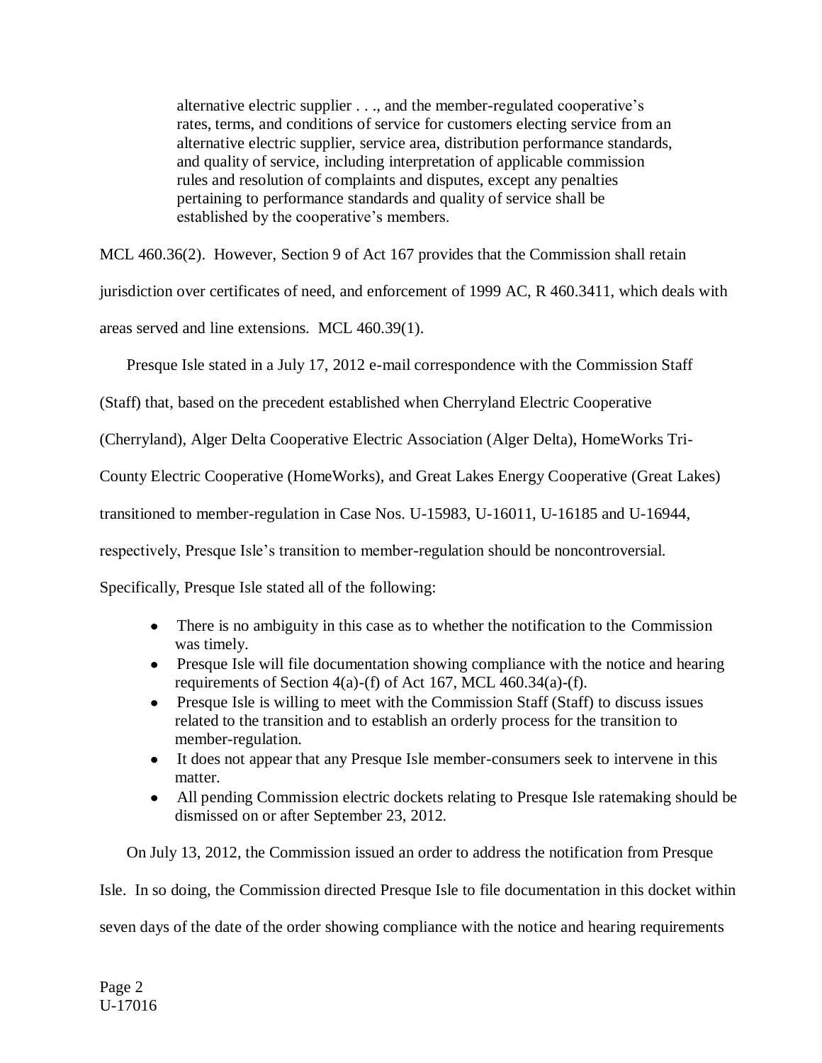> alternative electric supplier . . ., and the member-regulated cooperative's rates, terms, and conditions of service for customers electing service from an alternative electric supplier, service area, distribution performance standards, and quality of service, including interpretation of applicable commission rules and resolution of complaints and disputes, except any penalties pertaining to performance standards and quality of service shall be established by the cooperative's members.

MCL 460.36(2). However, Section 9 of Act 167 provides that the Commission shall retain jurisdiction over certificates of need, and enforcement of 1999 AC, R 460.3411, which deals with areas served and line extensions. MCL 460.39(1).

Presque Isle stated in a July 17, 2012 e-mail correspondence with the Commission Staff (Staff) that, based on the precedent established when Cherryland Electric Cooperative (Cherryland), Alger Delta Cooperative Electric Association (Alger Delta), HomeWorks Tri-County Electric Cooperative (HomeWorks), and Great Lakes Energy Cooperative (Great Lakes) transitioned to member-regulation in Case Nos. U-15983, U-16011, U-16185 and U-16944, respectively, Presque Isle's transition to member-regulation should be noncontroversial. Specifically, Presque Isle stated all of the following:

- There is no ambiguity in this case as to whether the notification to the Commission was timely.
- Presque Isle will file documentation showing compliance with the notice and hearing requirements of Section 4(a)-(f) of Act 167, MCL 460.34(a)-(f).
- Presque Isle is willing to meet with the Commission Staff (Staff) to discuss issues related to the transition and to establish an orderly process for the transition to member-regulation.
- It does not appear that any Presque Isle member-consumers seek to intervene in this matter.
- All pending Commission electric dockets relating to Presque Isle ratemaking should be dismissed on or after September 23, 2012.

On July 13, 2012, the Commission issued an order to address the notification from Presque Isle. In so doing, the Commission directed Presque Isle to file documentation in this docket within seven days of the date of the order showing compliance with the notice and hearing requirements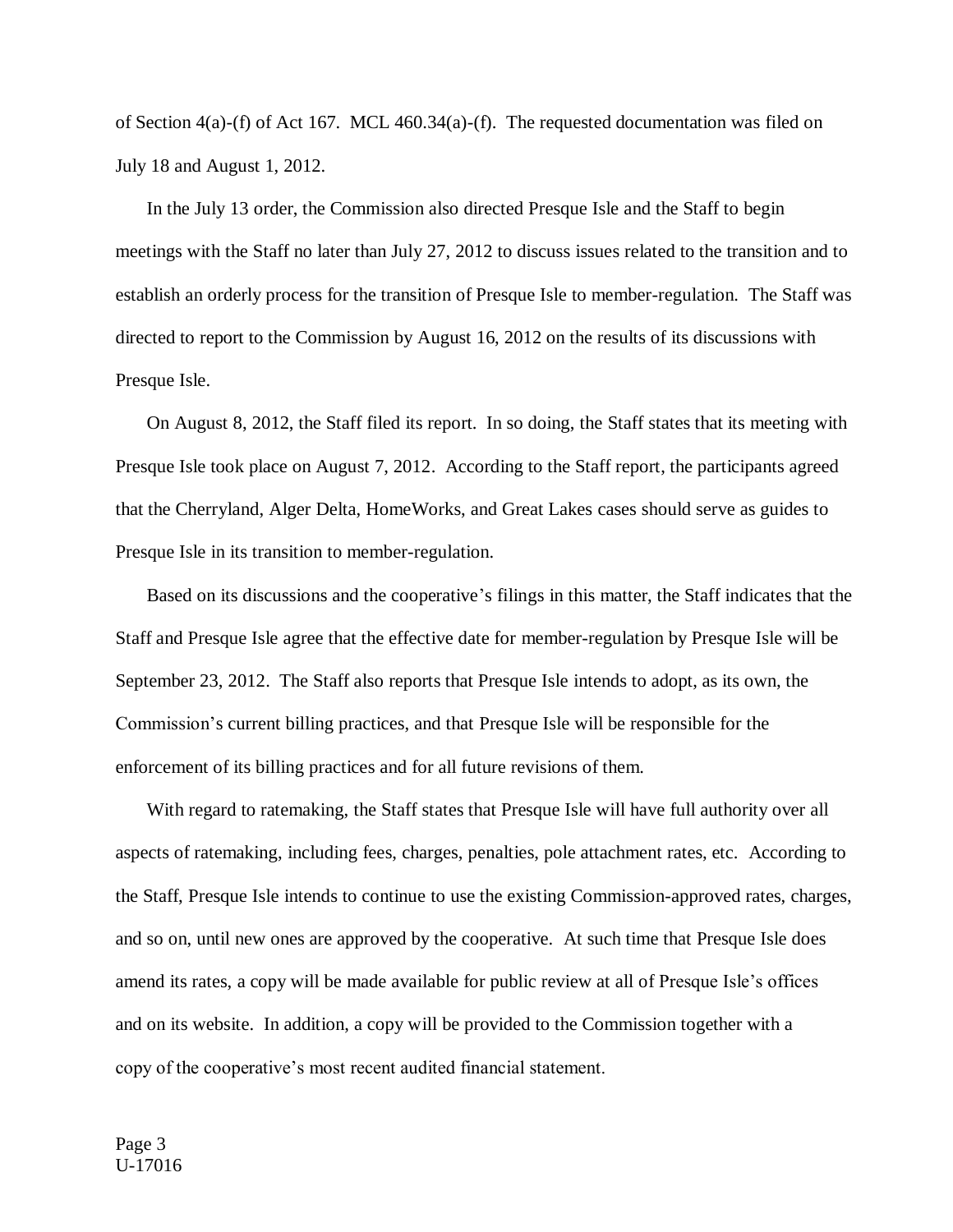of Section 4(a)-(f) of Act 167. MCL 460.34(a)-(f). The requested documentation was filed on July 18 and August 1, 2012.

In the July 13 order, the Commission also directed Presque Isle and the Staff to begin meetings with the Staff no later than July 27, 2012 to discuss issues related to the transition and to establish an orderly process for the transition of Presque Isle to member-regulation. The Staff was directed to report to the Commission by August 16, 2012 on the results of its discussions with Presque Isle.

On August 8, 2012, the Staff filed its report. In so doing, the Staff states that its meeting with Presque Isle took place on August 7, 2012. According to the Staff report, the participants agreed that the Cherryland, Alger Delta, HomeWorks, and Great Lakes cases should serve as guides to Presque Isle in its transition to member-regulation.

Based on its discussions and the cooperative's filings in this matter, the Staff indicates that the Staff and Presque Isle agree that the effective date for member-regulation by Presque Isle will be September 23, 2012. The Staff also reports that Presque Isle intends to adopt, as its own, the Commission's current billing practices, and that Presque Isle will be responsible for the enforcement of its billing practices and for all future revisions of them.

With regard to ratemaking, the Staff states that Presque Isle will have full authority over all aspects of ratemaking, including fees, charges, penalties, pole attachment rates, etc. According to the Staff, Presque Isle intends to continue to use the existing Commission-approved rates, charges, and so on, until new ones are approved by the cooperative. At such time that Presque Isle does amend its rates, a copy will be made available for public review at all of Presque Isle's offices and on its website. In addition, a copy will be provided to the Commission together with a copy of the cooperative's most recent audited financial statement.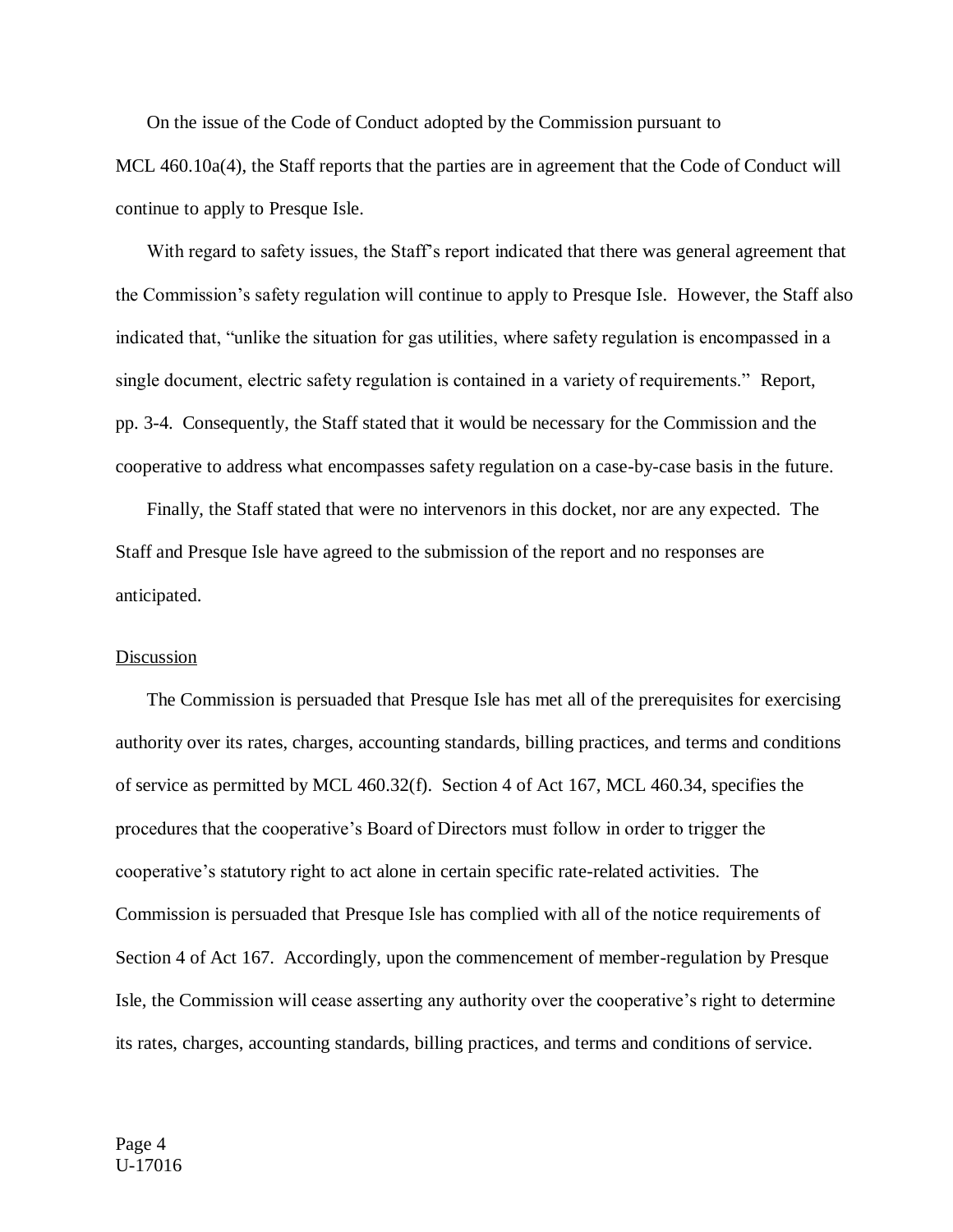On the issue of the Code of Conduct adopted by the Commission pursuant to MCL 460.10a(4), the Staff reports that the parties are in agreement that the Code of Conduct will continue to apply to Presque Isle.

With regard to safety issues, the Staff's report indicated that there was general agreement that the Commission's safety regulation will continue to apply to Presque Isle. However, the Staff also indicated that, "unlike the situation for gas utilities, where safety regulation is encompassed in a single document, electric safety regulation is contained in a variety of requirements." Report, pp. 3-4. Consequently, the Staff stated that it would be necessary for the Commission and the cooperative to address what encompasses safety regulation on a case-by-case basis in the future.

Finally, the Staff stated that were no intervenors in this docket, nor are any expected. The Staff and Presque Isle have agreed to the submission of the report and no responses are anticipated.

Discussion

The Commission is persuaded that Presque Isle has met all of the prerequisites for exercising authority over its rates, charges, accounting standards, billing practices, and terms and conditions of service as permitted by MCL 460.32(f). Section 4 of Act 167, MCL 460.34, specifies the procedures that the cooperative's Board of Directors must follow in order to trigger the cooperative's statutory right to act alone in certain specific rate-related activities. The Commission is persuaded that Presque Isle has complied with all of the notice requirements of Section 4 of Act 167. Accordingly, upon the commencement of member-regulation by Presque Isle, the Commission will cease asserting any authority over the cooperative's right to determine its rates, charges, accounting standards, billing practices, and terms and conditions of service.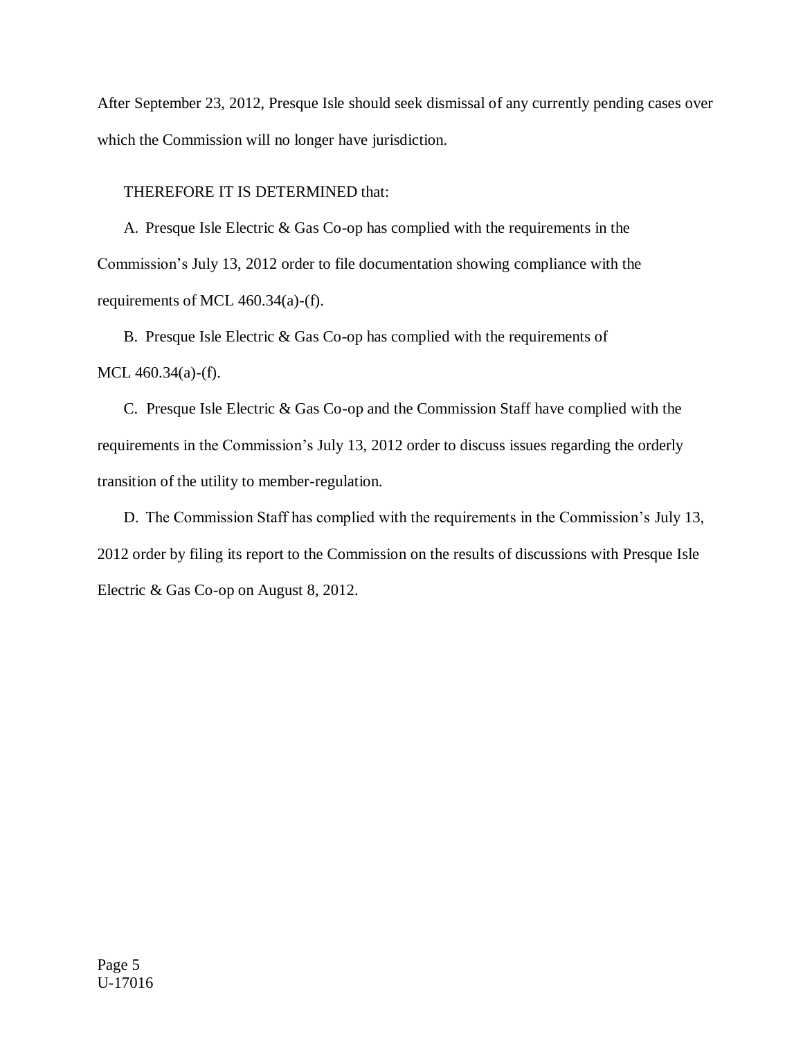After September 23, 2012, Presque Isle should seek dismissal of any currently pending cases over which the Commission will no longer have jurisdiction.

THEREFORE IT IS DETERMINED that:

A. Presque Isle Electric & Gas Co-op has complied with the requirements in the Commission's July 13, 2012 order to file documentation showing compliance with the requirements of MCL 460.34(a)-(f).

B. Presque Isle Electric & Gas Co-op has complied with the requirements of MCL 460.34(a)-(f).

C. Presque Isle Electric & Gas Co-op and the Commission Staff have complied with the requirements in the Commission's July 13, 2012 order to discuss issues regarding the orderly transition of the utility to member-regulation.

D. The Commission Staff has complied with the requirements in the Commission's July 13, 2012 order by filing its report to the Commission on the results of discussions with Presque Isle Electric & Gas Co-op on August 8, 2012.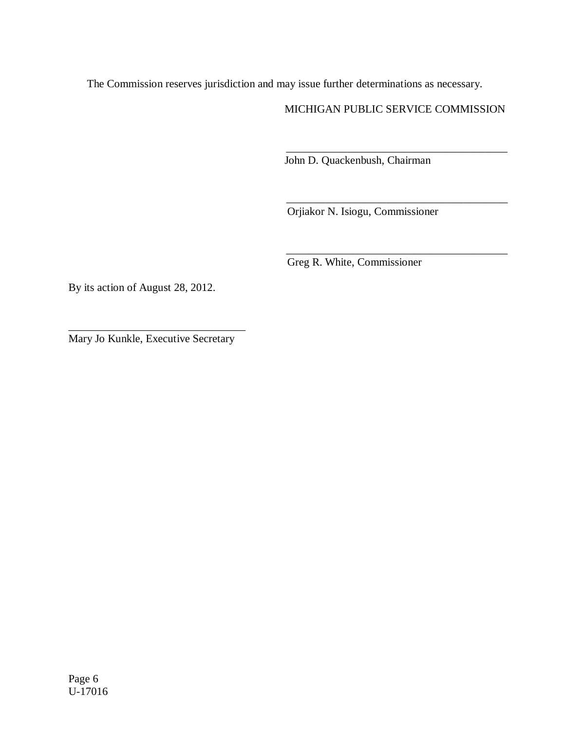The Commission reserves jurisdiction and may issue further determinations as necessary.

MICHIGAN PUBLIC SERVICE COMMISSION

\_\_\_\_\_\_\_\_\_\_\_\_\_\_\_\_\_\_\_\_\_\_\_\_\_\_\_\_\_\_\_\_\_\_\_\_\_\_\_\_
John D. Quackenbush, Chairman

\_\_\_\_\_\_\_\_\_\_\_\_\_\_\_\_\_\_\_\_\_\_\_\_\_\_\_\_\_\_\_\_\_\_\_\_\_\_\_\_
Orjiakor N. Isiogu, Commissioner

\_\_\_\_\_\_\_\_\_\_\_\_\_\_\_\_\_\_\_\_\_\_\_\_\_\_\_\_\_\_\_\_\_\_\_\_\_\_\_\_
Greg R. White, Commissioner

By its action of August 28, 2012.

\_\_\_\_\_\_\_\_\_\_\_\_\_\_\_\_\_\_\_\_\_\_\_\_\_\_\_\_\_\_\_\_
Mary Jo Kunkle, Executive Secretary